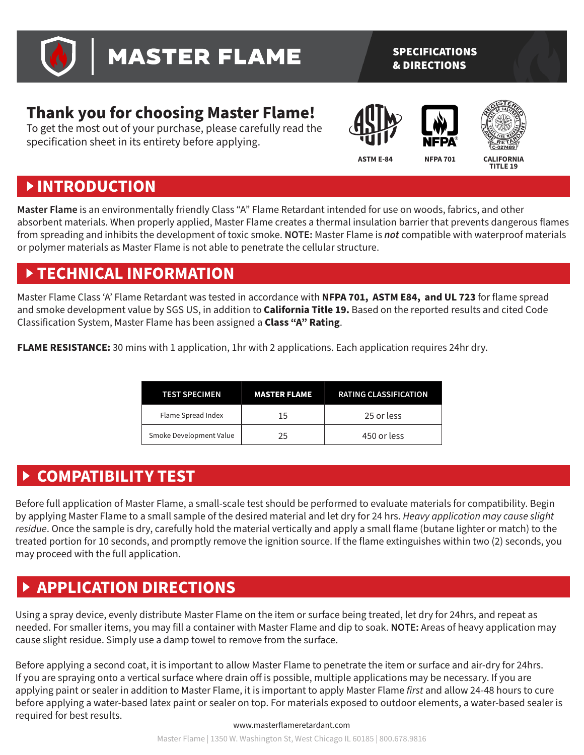# MASTER FLAME

**SPECIFICATIONS & DIRECTIONS**

## Thank you for choosing Master Flame!

To get the most out of your purchase, please carefully read the specification sheet in its entirety before applying.

ASTM E-84 | NFPA 701 | CALIFORNIA TITLE 19

## INTRODUCTION

**Master Flame** is an environmentally friendly Class "A" Flame Retardant intended for use on woods, fabrics, and other absorbent materials. When properly applied, Master Flame creates a thermal insulation barrier that prevents dangerous flames from spreading and inhibits the development of toxic smoke. **NOTE:** Master Flame is ***not*** compatible with waterproof materials or polymer materials as Master Flame is not able to penetrate the cellular structure.

## TECHNICAL INFORMATION

Master Flame Class 'A' Flame Retardant was tested in accordance with **NFPA 701, ASTM E84, and UL 723** for flame spread and smoke development value by SGS US, in addition to **California Title 19.** Based on the reported results and cited Code Classification System, Master Flame has been assigned a **Class "A" Rating**.

**FLAME RESISTANCE:** 30 mins with 1 application, 1hr with 2 applications. Each application requires 24hr dry.

| TEST SPECIMEN | MASTER FLAME | RATING CLASSIFICATION |
|---|---|---|
| Flame Spread Index | 15 | 25 or less |
| Smoke Development Value | 25 | 450 or less |

## COMPATIBILITY TEST

Before full application of Master Flame, a small-scale test should be performed to evaluate materials for compatibility. Begin by applying Master Flame to a small sample of the desired material and let dry for 24 hrs. *Heavy application may cause slight residue*. Once the sample is dry, carefully hold the material vertically and apply a small flame (butane lighter or match) to the treated portion for 10 seconds, and promptly remove the ignition source. If the flame extinguishes within two (2) seconds, you may proceed with the full application.

## APPLICATION DIRECTIONS

Using a spray device, evenly distribute Master Flame on the item or surface being treated, let dry for 24hrs, and repeat as needed. For smaller items, you may fill a container with Master Flame and dip to soak. **NOTE:** Areas of heavy application may cause slight residue. Simply use a damp towel to remove from the surface.

Before applying a second coat, it is important to allow Master Flame to penetrate the item or surface and air-dry for 24hrs. If you are spraying onto a vertical surface where drain off is possible, multiple applications may be necessary. If you are applying paint or sealer in addition to Master Flame, it is important to apply Master Flame *first* and allow 24-48 hours to cure before applying a water-based latex paint or sealer on top. For materials exposed to outdoor elements, a water-based sealer is required for best results.

www.masterflameretardant.com

Master Flame | 1350 W. Washington St, West Chicago IL 60185 | 800.678.9816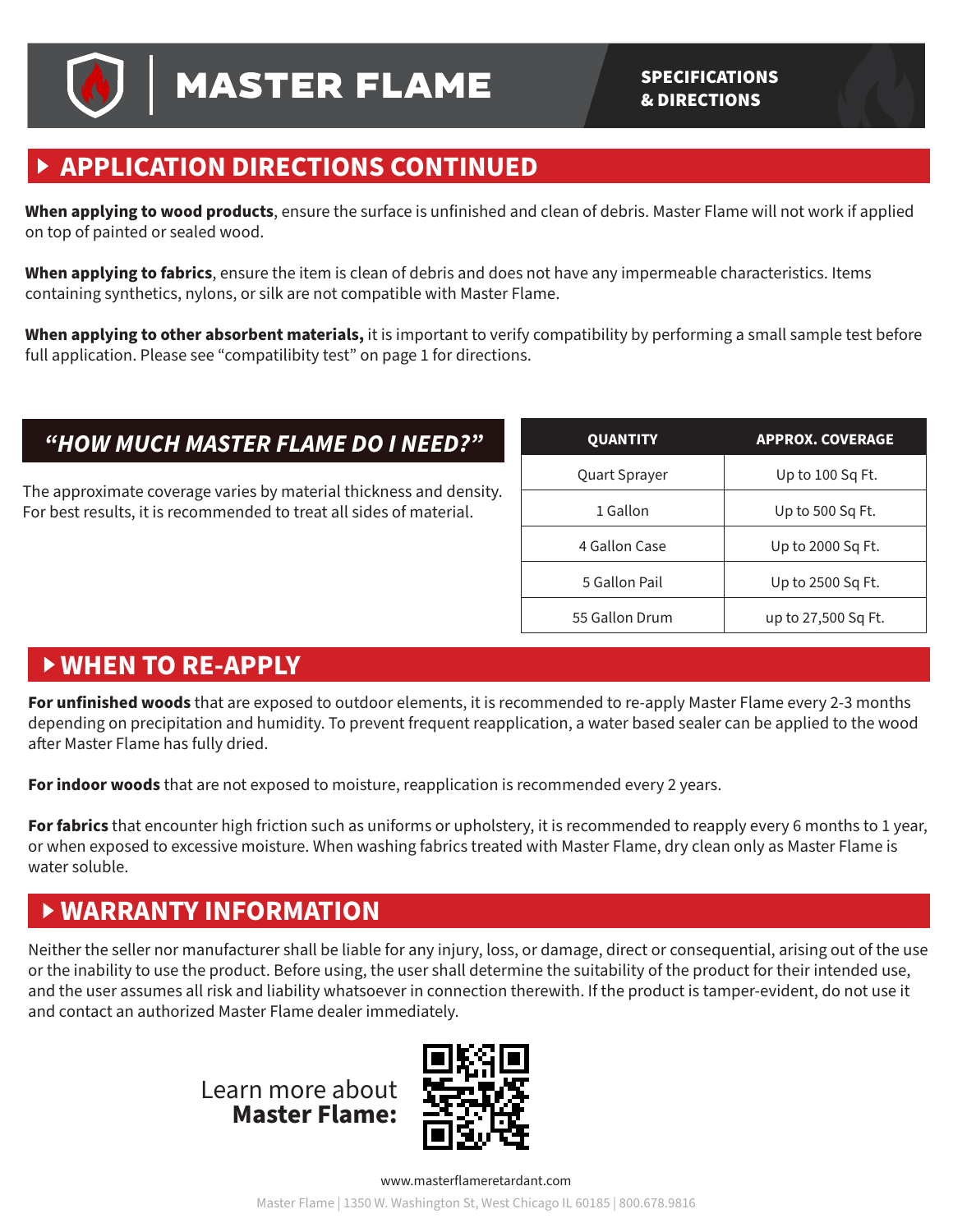# APPLICATION DIRECTIONS CONTINUED

**When applying to wood products**, ensure the surface is unfinished and clean of debris. Master Flame will not work if applied on top of painted or sealed wood.

**When applying to fabrics**, ensure the item is clean of debris and does not have any impermeable characteristics. Items containing synthetics, nylons, or silk are not compatible with Master Flame.

**When applying to other absorbent materials,** it is important to verify compatibility by performing a small sample test before full application. Please see "compatilibity test" on page 1 for directions.

## *"HOW MUCH MASTER FLAME DO I NEED?"*

The approximate coverage varies by material thickness and density. For best results, it is recommended to treat all sides of material.

| QUANTITY | APPROX. COVERAGE |
|---|---|
| Quart Sprayer | Up to 100 Sq Ft. |
| 1 Gallon | Up to 500 Sq Ft. |
| 4 Gallon Case | Up to 2000 Sq Ft. |
| 5 Gallon Pail | Up to 2500 Sq Ft. |
| 55 Gallon Drum | up to 27,500 Sq Ft. |

# WHEN TO RE-APPLY

**For unfinished woods** that are exposed to outdoor elements, it is recommended to re-apply Master Flame every 2-3 months depending on precipitation and humidity. To prevent frequent reapplication, a water based sealer can be applied to the wood after Master Flame has fully dried.

**For indoor woods** that are not exposed to moisture, reapplication is recommended every 2 years.

**For fabrics** that encounter high friction such as uniforms or upholstery, it is recommended to reapply every 6 months to 1 year, or when exposed to excessive moisture. When washing fabrics treated with Master Flame, dry clean only as Master Flame is water soluble.

# WARRANTY INFORMATION

Neither the seller nor manufacturer shall be liable for any injury, loss, or damage, direct or consequential, arising out of the use or the inability to use the product. Before using, the user shall determine the suitability of the product for their intended use, and the user assumes all risk and liability whatsoever in connection therewith. If the product is tamper-evident, do not use it and contact an authorized Master Flame dealer immediately.

Learn more about **Master Flame:**

www.masterflameretardant.com

Master Flame | 1350 W. Washington St, West Chicago IL 60185 | 800.678.9816